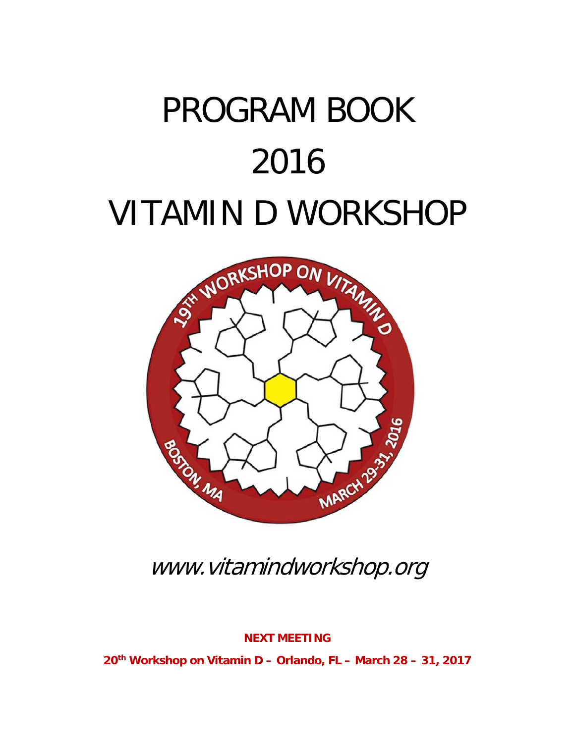# PROGRAM BOOK

# 2016

# VITAMIN D WORKSHOP

*www.vitamindworkshop.org*

**NEXT MEETING**

**20th Workshop on Vitamin D – Orlando, FL – March 28 – 31, 2017**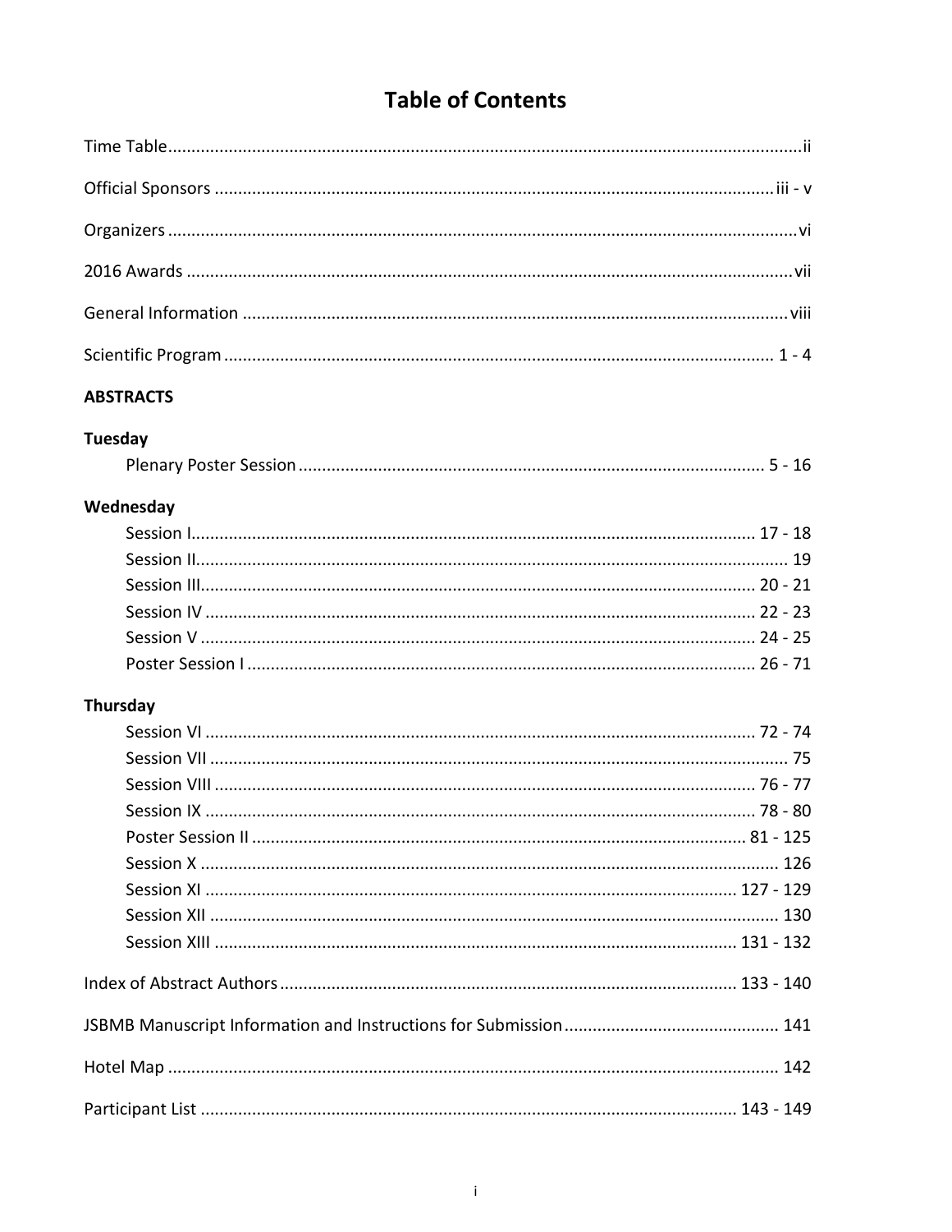# Table of Contents

Time Table ... ii

Official Sponsors ... iii - v

Organizers ... vi

2016 Awards ... vii

General Information ... viii

Scientific Program ... 1 - 4

**ABSTRACTS**

**Tuesday**

- Plenary Poster Session ... 5 - 16

**Wednesday**

- Session I ... 17 - 18
- Session II ... 19
- Session III ... 20 - 21
- Session IV ... 22 - 23
- Session V ... 24 - 25
- Poster Session I ... 26 - 71

**Thursday**

- Session VI ... 72 - 74
- Session VII ... 75
- Session VIII ... 76 - 77
- Session IX ... 78 - 80
- Poster Session II ... 81 - 125
- Session X ... 126
- Session XI ... 127 - 129
- Session XII ... 130
- Session XIII ... 131 - 132

Index of Abstract Authors ... 133 - 140

JSBMB Manuscript Information and Instructions for Submission ... 141

Hotel Map ... 142

Participant List ... 143 - 149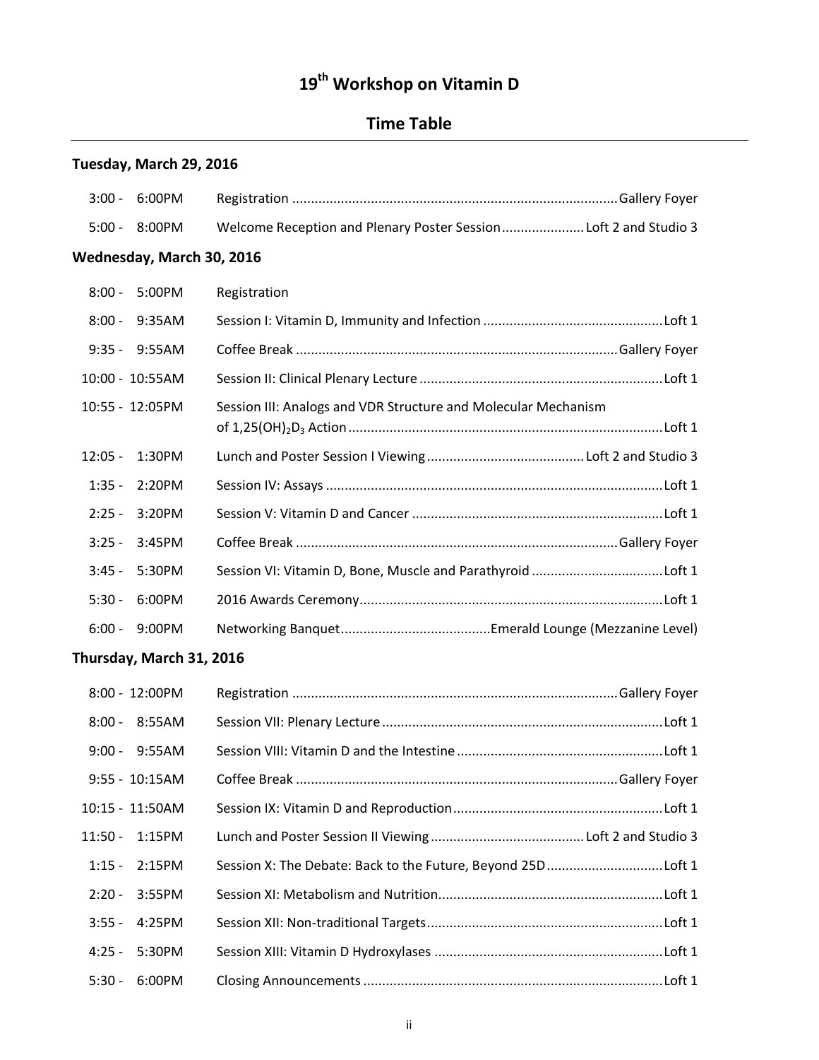# 19th Workshop on Vitamin D

## Time Table

### Tuesday, March 29, 2016

| Time | Event | Location |
|---|---|---|
| 3:00 - 6:00PM | Registration | Gallery Foyer |
| 5:00 - 8:00PM | Welcome Reception and Plenary Poster Session | Loft 2 and Studio 3 |

### Wednesday, March 30, 2016

| Time | Event | Location |
|---|---|---|
| 8:00 - 5:00PM | Registration | |
| 8:00 - 9:35AM | Session I: Vitamin D, Immunity and Infection | Loft 1 |
| 9:35 - 9:55AM | Coffee Break | Gallery Foyer |
| 10:00 - 10:55AM | Session II: Clinical Plenary Lecture | Loft 1 |
| 10:55 - 12:05PM | Session III: Analogs and VDR Structure and Molecular Mechanism of $1,25(OH)_2D_3$ Action | Loft 1 |
| 12:05 - 1:30PM | Lunch and Poster Session I Viewing | Loft 2 and Studio 3 |
| 1:35 - 2:20PM | Session IV: Assays | Loft 1 |
| 2:25 - 3:20PM | Session V: Vitamin D and Cancer | Loft 1 |
| 3:25 - 3:45PM | Coffee Break | Gallery Foyer |
| 3:45 - 5:30PM | Session VI: Vitamin D, Bone, Muscle and Parathyroid | Loft 1 |
| 5:30 - 6:00PM | 2016 Awards Ceremony | Loft 1 |
| 6:00 - 9:00PM | Networking Banquet | Emerald Lounge (Mezzanine Level) |

### Thursday, March 31, 2016

| Time | Event | Location |
|---|---|---|
| 8:00 - 12:00PM | Registration | Gallery Foyer |
| 8:00 - 8:55AM | Session VII: Plenary Lecture | Loft 1 |
| 9:00 - 9:55AM | Session VIII: Vitamin D and the Intestine | Loft 1 |
| 9:55 - 10:15AM | Coffee Break | Gallery Foyer |
| 10:15 - 11:50AM | Session IX: Vitamin D and Reproduction | Loft 1 |
| 11:50 - 1:15PM | Lunch and Poster Session II Viewing | Loft 2 and Studio 3 |
| 1:15 - 2:15PM | Session X: The Debate: Back to the Future, Beyond 25D | Loft 1 |
| 2:20 - 3:55PM | Session XI: Metabolism and Nutrition | Loft 1 |
| 3:55 - 4:25PM | Session XII: Non-traditional Targets | Loft 1 |
| 4:25 - 5:30PM | Session XIII: Vitamin D Hydroxylases | Loft 1 |
| 5:30 - 6:00PM | Closing Announcements | Loft 1 |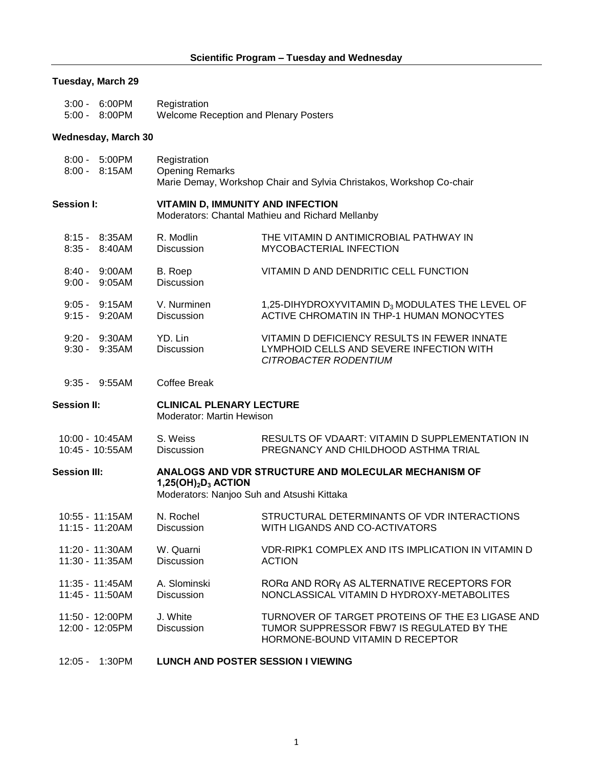## Scientific Program – Tuesday and Wednesday

### Tuesday, March 29

| | |
|---|---|
| 3:00 - 6:00PM | Registration |
| 5:00 - 8:00PM | Welcome Reception and Plenary Posters |

### Wednesday, March 30

| | |
|---|---|
| 8:00 - 5:00PM | Registration |
| 8:00 - 8:15AM | Opening Remarks<br>Marie Demay, Workshop Chair and Sylvia Christakos, Workshop Co-chair |

**Session I:** **VITAMIN D, IMMUNITY AND INFECTION**
Moderators: Chantal Mathieu and Richard Mellanby

| | | |
|---|---|---|
| 8:15 - 8:35AM<br>8:35 - 8:40AM | R. Modlin<br>Discussion | THE VITAMIN D ANTIMICROBIAL PATHWAY IN MYCOBACTERIAL INFECTION |
| 8:40 - 9:00AM<br>9:00 - 9:05AM | B. Roep<br>Discussion | VITAMIN D AND DENDRITIC CELL FUNCTION |
| 9:05 - 9:15AM<br>9:15 - 9:20AM | V. Nurminen<br>Discussion | 1,25-DIHYDROXYVITAMIN $D_3$ MODULATES THE LEVEL OF ACTIVE CHROMATIN IN THP-1 HUMAN MONOCYTES |
| 9:20 - 9:30AM<br>9:30 - 9:35AM | YD. Lin<br>Discussion | VITAMIN D DEFICIENCY RESULTS IN FEWER INNATE LYMPHOID CELLS AND SEVERE INFECTION WITH *CITROBACTER RODENTIUM* |
| 9:35 - 9:55AM | Coffee Break | |

**Session II:** **CLINICAL PLENARY LECTURE**
Moderator: Martin Hewison

| | | |
|---|---|---|
| 10:00 - 10:45AM<br>10:45 - 10:55AM | S. Weiss<br>Discussion | RESULTS OF VDAART: VITAMIN D SUPPLEMENTATION IN PREGNANCY AND CHILDHOOD ASTHMA TRIAL |

**Session III:** **ANALOGS AND VDR STRUCTURE AND MOLECULAR MECHANISM OF $1,25(OH)_2D_3$ ACTION**
Moderators: Nanjoo Suh and Atsushi Kittaka

| | | |
|---|---|---|
| 10:55 - 11:15AM<br>11:15 - 11:20AM | N. Rochel<br>Discussion | STRUCTURAL DETERMINANTS OF VDR INTERACTIONS WITH LIGANDS AND CO-ACTIVATORS |
| 11:20 - 11:30AM<br>11:30 - 11:35AM | W. Quarni<br>Discussion | VDR-RIPK1 COMPLEX AND ITS IMPLICATION IN VITAMIN D ACTION |
| 11:35 - 11:45AM<br>11:45 - 11:50AM | A. Slominski<br>Discussion | RORα AND RORγ AS ALTERNATIVE RECEPTORS FOR NONCLASSICAL VITAMIN D HYDROXY-METABOLITES |
| 11:50 - 12:00PM<br>12:00 - 12:05PM | J. White<br>Discussion | TURNOVER OF TARGET PROTEINS OF THE E3 LIGASE AND TUMOR SUPPRESSOR FBW7 IS REGULATED BY THE HORMONE-BOUND VITAMIN D RECEPTOR |
| 12:05 - 1:30PM | **LUNCH AND POSTER SESSION I VIEWING** | |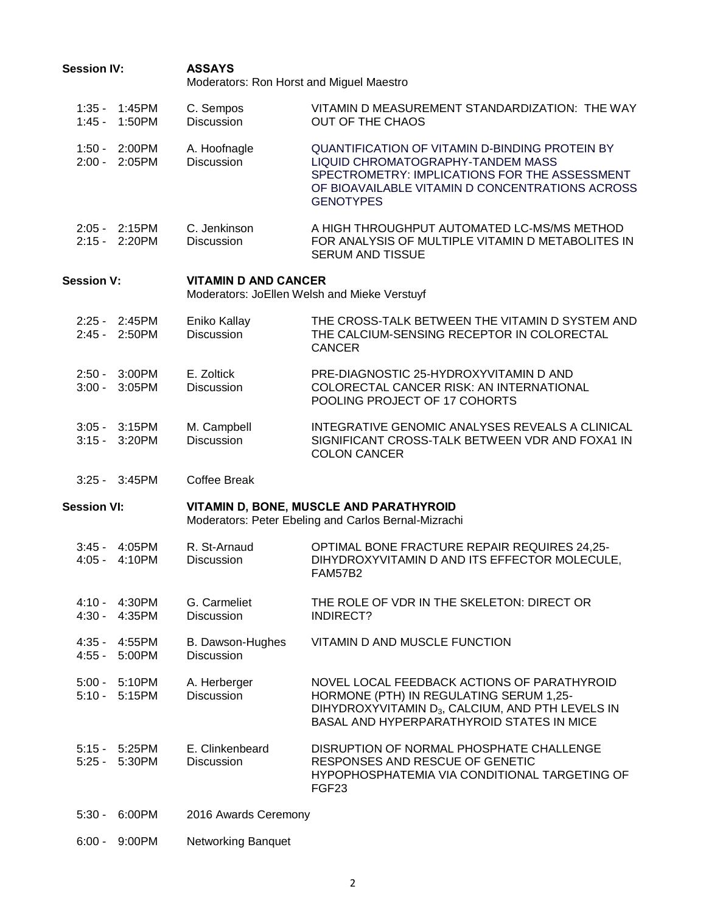**Session IV:** **ASSAYS**
Moderators: Ron Horst and Miguel Maestro

| Time | Speaker | Title |
|---|---|---|
| 1:35 - 1:45PM | C. Sempos | VITAMIN D MEASUREMENT STANDARDIZATION: THE WAY OUT OF THE CHAOS |
| 1:45 - 1:50PM | Discussion | |
| 1:50 - 2:00PM | A. Hoofnagle | QUANTIFICATION OF VITAMIN D-BINDING PROTEIN BY LIQUID CHROMATOGRAPHY-TANDEM MASS SPECTROMETRY: IMPLICATIONS FOR THE ASSESSMENT OF BIOAVAILABLE VITAMIN D CONCENTRATIONS ACROSS GENOTYPES |
| 2:00 - 2:05PM | Discussion | |
| 2:05 - 2:15PM | C. Jenkinson | A HIGH THROUGHPUT AUTOMATED LC-MS/MS METHOD FOR ANALYSIS OF MULTIPLE VITAMIN D METABOLITES IN SERUM AND TISSUE |
| 2:15 - 2:20PM | Discussion | |

**Session V:** **VITAMIN D AND CANCER**
Moderators: JoEllen Welsh and Mieke Verstuyf

| Time | Speaker | Title |
|---|---|---|
| 2:25 - 2:45PM | Eniko Kallay | THE CROSS-TALK BETWEEN THE VITAMIN D SYSTEM AND THE CALCIUM-SENSING RECEPTOR IN COLORECTAL CANCER |
| 2:45 - 2:50PM | Discussion | |
| 2:50 - 3:00PM | E. Zoltick | PRE-DIAGNOSTIC 25-HYDROXYVITAMIN D AND COLORECTAL CANCER RISK: AN INTERNATIONAL POOLING PROJECT OF 17 COHORTS |
| 3:00 - 3:05PM | Discussion | |
| 3:05 - 3:15PM | M. Campbell | INTEGRATIVE GENOMIC ANALYSES REVEALS A CLINICAL SIGNIFICANT CROSS-TALK BETWEEN VDR AND FOXA1 IN COLON CANCER |
| 3:15 - 3:20PM | Discussion | |
| 3:25 - 3:45PM | Coffee Break | |

**Session VI:** **VITAMIN D, BONE, MUSCLE AND PARATHYROID**
Moderators: Peter Ebeling and Carlos Bernal-Mizrachi

| Time | Speaker | Title |
|---|---|---|
| 3:45 - 4:05PM | R. St-Arnaud | OPTIMAL BONE FRACTURE REPAIR REQUIRES 24,25-DIHYDROXYVITAMIN D AND ITS EFFECTOR MOLECULE, FAM57B2 |
| 4:05 - 4:10PM | Discussion | |
| 4:10 - 4:30PM | G. Carmeliet | THE ROLE OF VDR IN THE SKELETON: DIRECT OR INDIRECT? |
| 4:30 - 4:35PM | Discussion | |
| 4:35 - 4:55PM | B. Dawson-Hughes | VITAMIN D AND MUSCLE FUNCTION |
| 4:55 - 5:00PM | Discussion | |
| 5:00 - 5:10PM | A. Herberger | NOVEL LOCAL FEEDBACK ACTIONS OF PARATHYROID HORMONE (PTH) IN REGULATING SERUM 1,25-DIHYDROXYVITAMIN $D_3$, CALCIUM, AND PTH LEVELS IN BASAL AND HYPERPARATHYROID STATES IN MICE |
| 5:10 - 5:15PM | Discussion | |
| 5:15 - 5:25PM | E. Clinkenbeard | DISRUPTION OF NORMAL PHOSPHATE CHALLENGE RESPONSES AND RESCUE OF GENETIC HYPOPHOSPHATEMIA VIA CONDITIONAL TARGETING OF FGF23 |
| 5:25 - 5:30PM | Discussion | |
| 5:30 - 6:00PM | 2016 Awards Ceremony | |
| 6:00 - 9:00PM | Networking Banquet | |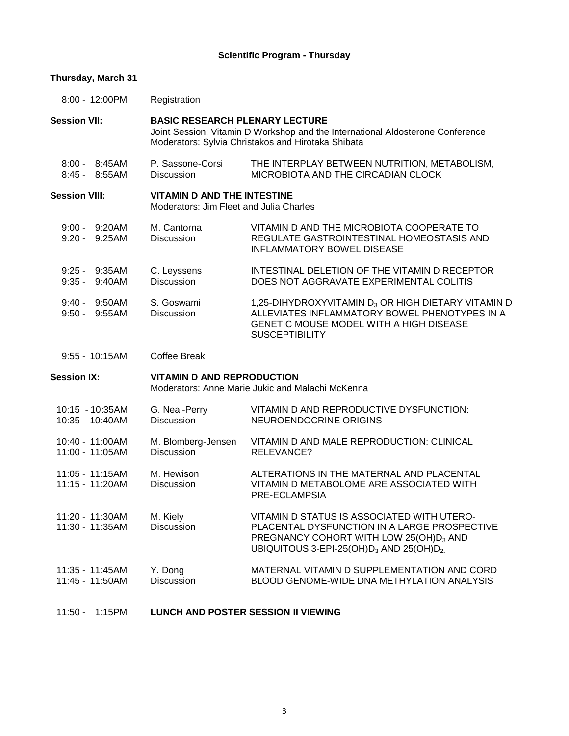## Scientific Program - Thursday

### Thursday, March 31

8:00 - 12:00PM Registration

**Session VII:** **BASIC RESEARCH PLENARY LECTURE**
Joint Session: Vitamin D Workshop and the International Aldosterone Conference
Moderators: Sylvia Christakos and Hirotaka Shibata

| | | |
|---|---|---|
| 8:00 - 8:45AM | P. Sassone-Corsi | THE INTERPLAY BETWEEN NUTRITION, METABOLISM, |
| 8:45 - 8:55AM | Discussion | MICROBIOTA AND THE CIRCADIAN CLOCK |

**Session VIII:** **VITAMIN D AND THE INTESTINE**
Moderators: Jim Fleet and Julia Charles

| | | |
|---|---|---|
| 9:00 - 9:20AM | M. Cantorna | VITAMIN D AND THE MICROBIOTA COOPERATE TO |
| 9:20 - 9:25AM | Discussion | REGULATE GASTROINTESTINAL HOMEOSTASIS AND INFLAMMATORY BOWEL DISEASE |
| 9:25 - 9:35AM | C. Leyssens | INTESTINAL DELETION OF THE VITAMIN D RECEPTOR |
| 9:35 - 9:40AM | Discussion | DOES NOT AGGRAVATE EXPERIMENTAL COLITIS |
| 9:40 - 9:50AM | S. Goswami | 1,25-DIHYDROXYVITAMIN $D_3$ OR HIGH DIETARY VITAMIN D |
| 9:50 - 9:55AM | Discussion | ALLEVIATES INFLAMMATORY BOWEL PHENOTYPES IN A GENETIC MOUSE MODEL WITH A HIGH DISEASE SUSCEPTIBILITY |

9:55 - 10:15AM Coffee Break

**Session IX:** **VITAMIN D AND REPRODUCTION**
Moderators: Anne Marie Jukic and Malachi McKenna

| | | |
|---|---|---|
| 10:15 - 10:35AM | G. Neal-Perry | VITAMIN D AND REPRODUCTIVE DYSFUNCTION: |
| 10:35 - 10:40AM | Discussion | NEUROENDOCRINE ORIGINS |
| 10:40 - 11:00AM | M. Blomberg-Jensen | VITAMIN D AND MALE REPRODUCTION: CLINICAL |
| 11:00 - 11:05AM | Discussion | RELEVANCE? |
| 11:05 - 11:15AM | M. Hewison | ALTERATIONS IN THE MATERNAL AND PLACENTAL |
| 11:15 - 11:20AM | Discussion | VITAMIN D METABOLOME ARE ASSOCIATED WITH PRE-ECLAMPSIA |
| 11:20 - 11:30AM | M. Kiely | VITAMIN D STATUS IS ASSOCIATED WITH UTERO- |
| 11:30 - 11:35AM | Discussion | PLACENTAL DYSFUNCTION IN A LARGE PROSPECTIVE PREGNANCY COHORT WITH LOW 25(OH)$D_3$ AND UBIQUITOUS 3-EPI-25(OH)$D_3$ AND 25(OH)$D_2$. |
| 11:35 - 11:45AM | Y. Dong | MATERNAL VITAMIN D SUPPLEMENTATION AND CORD |
| 11:45 - 11:50AM | Discussion | BLOOD GENOME-WIDE DNA METHYLATION ANALYSIS |

11:50 - 1:15PM **LUNCH AND POSTER SESSION II VIEWING**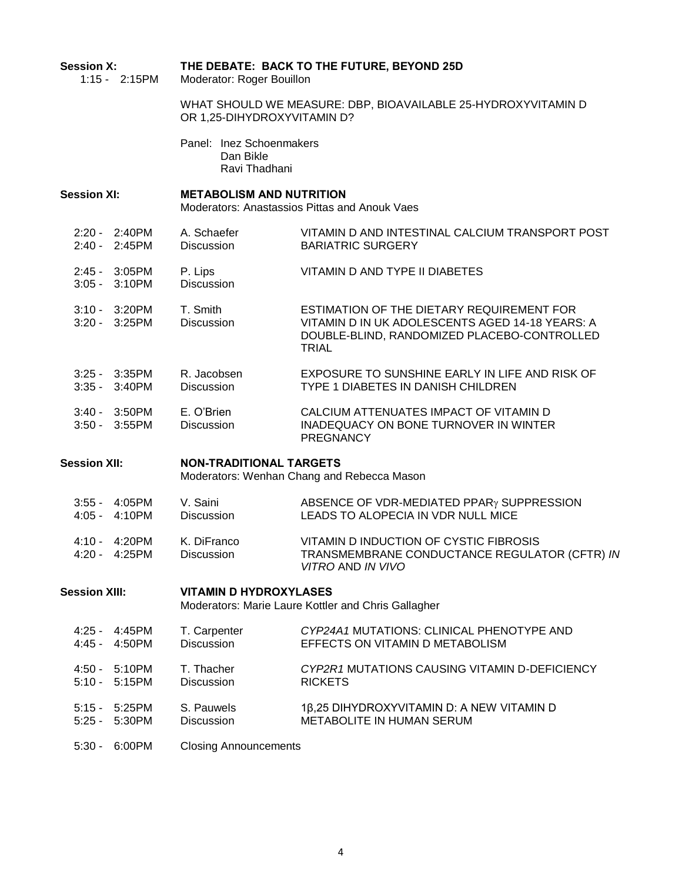**Session X:** 1:15 - 2:15PM

**THE DEBATE: BACK TO THE FUTURE, BEYOND 25D**

Moderator: Roger Bouillon

WHAT SHOULD WE MEASURE: DBP, BIOAVAILABLE 25-HYDROXYVITAMIN D OR 1,25-DIHYDROXYVITAMIN D?

Panel: Inez Schoenmakers
Dan Bikle
Ravi Thadhani

**Session XI:** **METABOLISM AND NUTRITION**

Moderators: Anastassios Pittas and Anouk Vaes

| | | |
|---|---|---|
| 2:20 - 2:40PM | A. Schaefer | VITAMIN D AND INTESTINAL CALCIUM TRANSPORT POST BARIATRIC SURGERY |
| 2:40 - 2:45PM | Discussion | |
| 2:45 - 3:05PM | P. Lips | VITAMIN D AND TYPE II DIABETES |
| 3:05 - 3:10PM | Discussion | |
| 3:10 - 3:20PM | T. Smith | ESTIMATION OF THE DIETARY REQUIREMENT FOR VITAMIN D IN UK ADOLESCENTS AGED 14-18 YEARS: A DOUBLE-BLIND, RANDOMIZED PLACEBO-CONTROLLED TRIAL |
| 3:20 - 3:25PM | Discussion | |
| 3:25 - 3:35PM | R. Jacobsen | EXPOSURE TO SUNSHINE EARLY IN LIFE AND RISK OF TYPE 1 DIABETES IN DANISH CHILDREN |
| 3:35 - 3:40PM | Discussion | |
| 3:40 - 3:50PM | E. O'Brien | CALCIUM ATTENUATES IMPACT OF VITAMIN D INADEQUACY ON BONE TURNOVER IN WINTER PREGNANCY |
| 3:50 - 3:55PM | Discussion | |

**Session XII:** **NON-TRADITIONAL TARGETS**

Moderators: Wenhan Chang and Rebecca Mason

| | | |
|---|---|---|
| 3:55 - 4:05PM | V. Saini | ABSENCE OF VDR-MEDIATED PPAR$\gamma$ SUPPRESSION LEADS TO ALOPECIA IN VDR NULL MICE |
| 4:05 - 4:10PM | Discussion | |
| 4:10 - 4:20PM | K. DiFranco | VITAMIN D INDUCTION OF CYSTIC FIBROSIS TRANSMEMBRANE CONDUCTANCE REGULATOR (CFTR) *IN VITRO* AND *IN VIVO* |
| 4:20 - 4:25PM | Discussion | |

**Session XIII:** **VITAMIN D HYDROXYLASES**

Moderators: Marie Laure Kottler and Chris Gallagher

| | | |
|---|---|---|
| 4:25 - 4:45PM | T. Carpenter | *CYP24A1* MUTATIONS: CLINICAL PHENOTYPE AND EFFECTS ON VITAMIN D METABOLISM |
| 4:45 - 4:50PM | Discussion | |
| 4:50 - 5:10PM | T. Thacher | *CYP2R1* MUTATIONS CAUSING VITAMIN D-DEFICIENCY RICKETS |
| 5:10 - 5:15PM | Discussion | |
| 5:15 - 5:25PM | S. Pauwels | 1β,25 DIHYDROXYVITAMIN D: A NEW VITAMIN D METABOLITE IN HUMAN SERUM |
| 5:25 - 5:30PM | Discussion | |
| 5:30 - 6:00PM | Closing Announcements | |